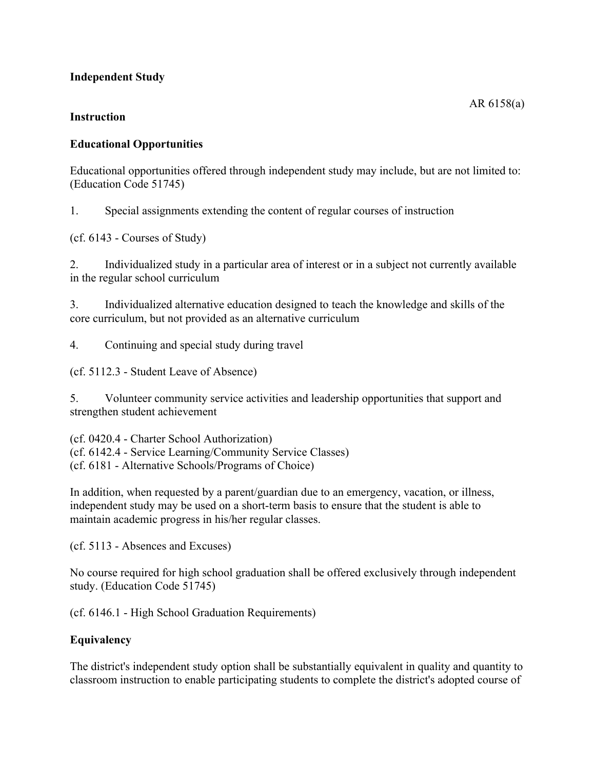**Independent Study**

AR 6158(a)

**Instruction**

**Educational Opportunities**

Educational opportunities offered through independent study may include, but are not limited to: (Education Code 51745)

1. Special assignments extending the content of regular courses of instruction

(cf. 6143 - Courses of Study)

2. Individualized study in a particular area of interest or in a subject not currently available in the regular school curriculum

3. Individualized alternative education designed to teach the knowledge and skills of the core curriculum, but not provided as an alternative curriculum

4. Continuing and special study during travel

(cf. 5112.3 - Student Leave of Absence)

5. Volunteer community service activities and leadership opportunities that support and strengthen student achievement

(cf. 0420.4 - Charter School Authorization)
(cf. 6142.4 - Service Learning/Community Service Classes)
(cf. 6181 - Alternative Schools/Programs of Choice)

In addition, when requested by a parent/guardian due to an emergency, vacation, or illness, independent study may be used on a short-term basis to ensure that the student is able to maintain academic progress in his/her regular classes.

(cf. 5113 - Absences and Excuses)

No course required for high school graduation shall be offered exclusively through independent study. (Education Code 51745)

(cf. 6146.1 - High School Graduation Requirements)

**Equivalency**

The district's independent study option shall be substantially equivalent in quality and quantity to classroom instruction to enable participating students to complete the district's adopted course of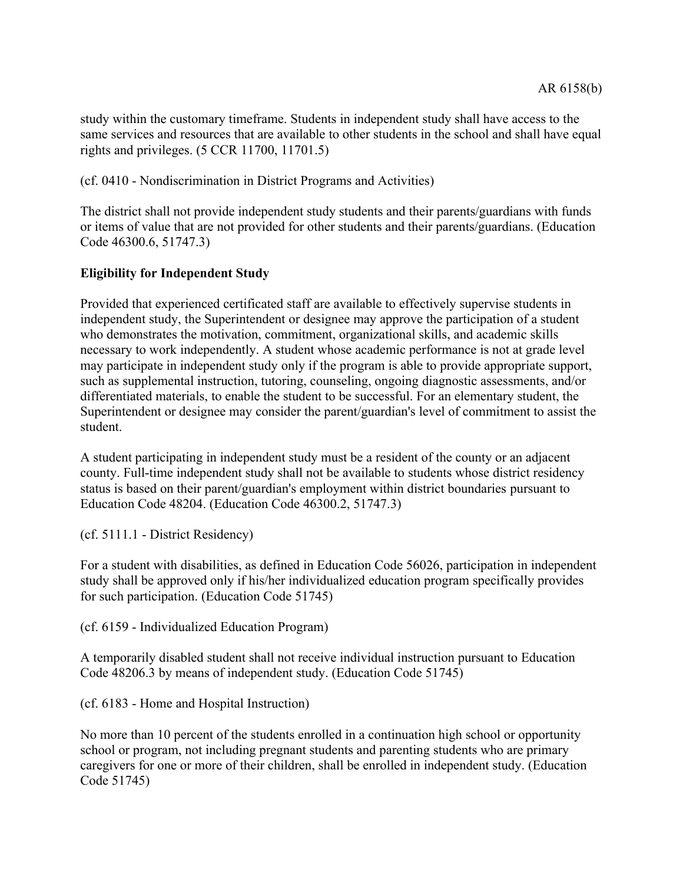study within the customary timeframe. Students in independent study shall have access to the same services and resources that are available to other students in the school and shall have equal rights and privileges. (5 CCR 11700, 11701.5)

(cf. 0410 - Nondiscrimination in District Programs and Activities)

The district shall not provide independent study students and their parents/guardians with funds or items of value that are not provided for other students and their parents/guardians. (Education Code 46300.6, 51747.3)

**Eligibility for Independent Study**

Provided that experienced certificated staff are available to effectively supervise students in independent study, the Superintendent or designee may approve the participation of a student who demonstrates the motivation, commitment, organizational skills, and academic skills necessary to work independently. A student whose academic performance is not at grade level may participate in independent study only if the program is able to provide appropriate support, such as supplemental instruction, tutoring, counseling, ongoing diagnostic assessments, and/or differentiated materials, to enable the student to be successful. For an elementary student, the Superintendent or designee may consider the parent/guardian's level of commitment to assist the student.

A student participating in independent study must be a resident of the county or an adjacent county. Full-time independent study shall not be available to students whose district residency status is based on their parent/guardian's employment within district boundaries pursuant to Education Code 48204. (Education Code 46300.2, 51747.3)

(cf. 5111.1 - District Residency)

For a student with disabilities, as defined in Education Code 56026, participation in independent study shall be approved only if his/her individualized education program specifically provides for such participation. (Education Code 51745)

(cf. 6159 - Individualized Education Program)

A temporarily disabled student shall not receive individual instruction pursuant to Education Code 48206.3 by means of independent study. (Education Code 51745)

(cf. 6183 - Home and Hospital Instruction)

No more than 10 percent of the students enrolled in a continuation high school or opportunity school or program, not including pregnant students and parenting students who are primary caregivers for one or more of their children, shall be enrolled in independent study. (Education Code 51745)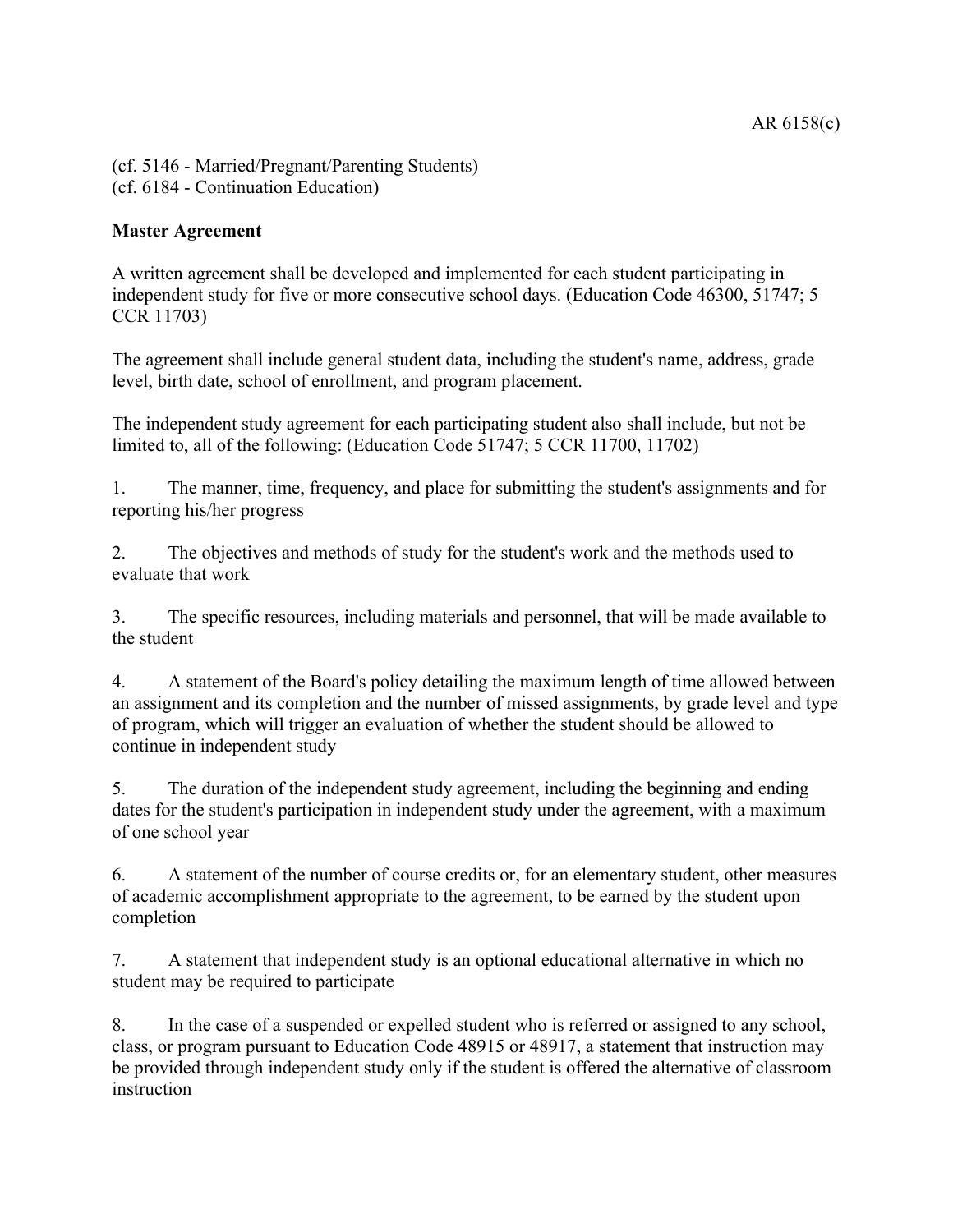(cf. 5146 - Married/Pregnant/Parenting Students)
(cf. 6184 - Continuation Education)

**Master Agreement**

A written agreement shall be developed and implemented for each student participating in independent study for five or more consecutive school days. (Education Code 46300, 51747; 5 CCR 11703)

The agreement shall include general student data, including the student's name, address, grade level, birth date, school of enrollment, and program placement.

The independent study agreement for each participating student also shall include, but not be limited to, all of the following: (Education Code 51747; 5 CCR 11700, 11702)

1. The manner, time, frequency, and place for submitting the student's assignments and for reporting his/her progress

2. The objectives and methods of study for the student's work and the methods used to evaluate that work

3. The specific resources, including materials and personnel, that will be made available to the student

4. A statement of the Board's policy detailing the maximum length of time allowed between an assignment and its completion and the number of missed assignments, by grade level and type of program, which will trigger an evaluation of whether the student should be allowed to continue in independent study

5. The duration of the independent study agreement, including the beginning and ending dates for the student's participation in independent study under the agreement, with a maximum of one school year

6. A statement of the number of course credits or, for an elementary student, other measures of academic accomplishment appropriate to the agreement, to be earned by the student upon completion

7. A statement that independent study is an optional educational alternative in which no student may be required to participate

8. In the case of a suspended or expelled student who is referred or assigned to any school, class, or program pursuant to Education Code 48915 or 48917, a statement that instruction may be provided through independent study only if the student is offered the alternative of classroom instruction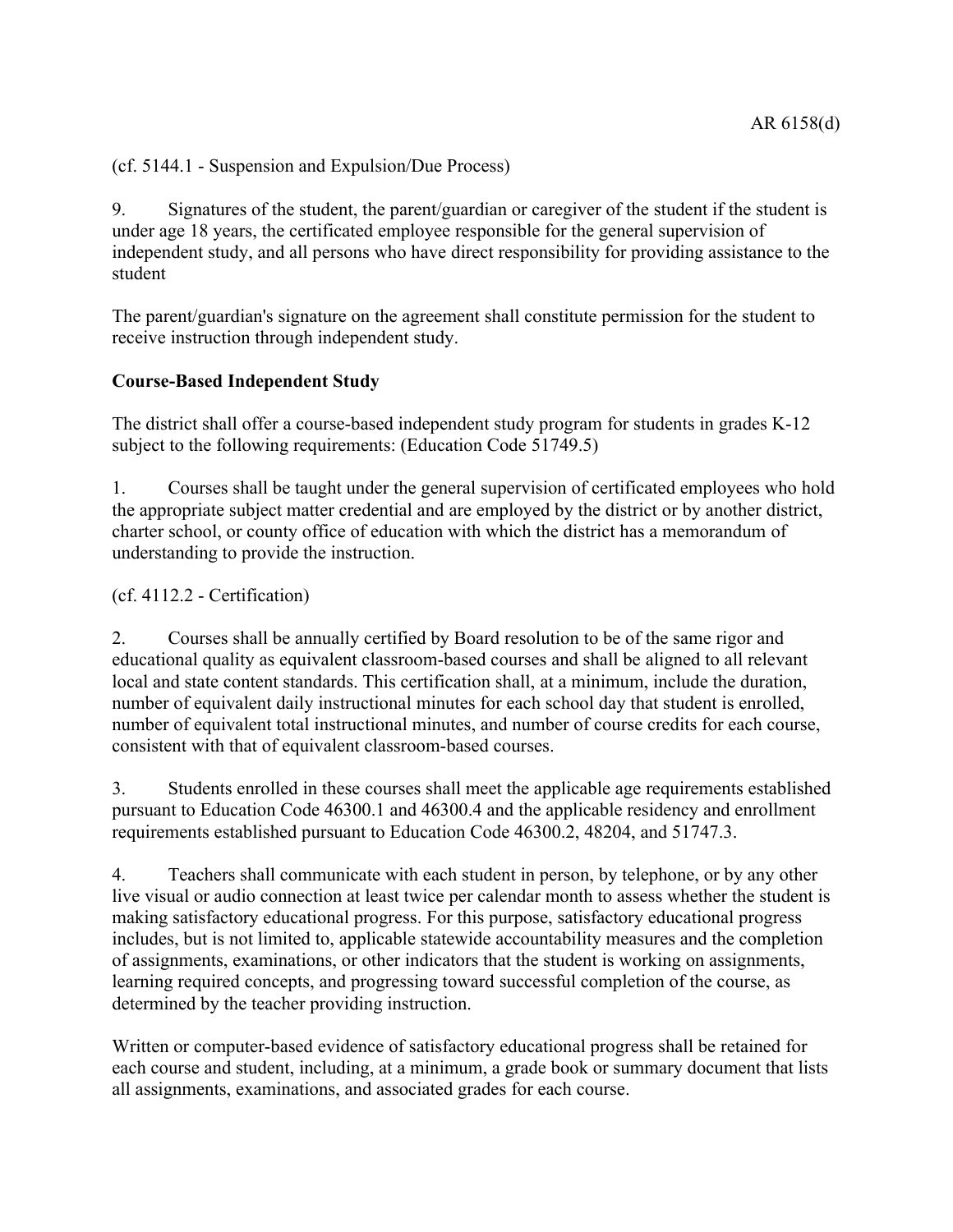(cf. 5144.1 - Suspension and Expulsion/Due Process)

9. Signatures of the student, the parent/guardian or caregiver of the student if the student is under age 18 years, the certificated employee responsible for the general supervision of independent study, and all persons who have direct responsibility for providing assistance to the student

The parent/guardian's signature on the agreement shall constitute permission for the student to receive instruction through independent study.

**Course-Based Independent Study**

The district shall offer a course-based independent study program for students in grades K-12 subject to the following requirements: (Education Code 51749.5)

1. Courses shall be taught under the general supervision of certificated employees who hold the appropriate subject matter credential and are employed by the district or by another district, charter school, or county office of education with which the district has a memorandum of understanding to provide the instruction.

(cf. 4112.2 - Certification)

2. Courses shall be annually certified by Board resolution to be of the same rigor and educational quality as equivalent classroom-based courses and shall be aligned to all relevant local and state content standards. This certification shall, at a minimum, include the duration, number of equivalent daily instructional minutes for each school day that student is enrolled, number of equivalent total instructional minutes, and number of course credits for each course, consistent with that of equivalent classroom-based courses.

3. Students enrolled in these courses shall meet the applicable age requirements established pursuant to Education Code 46300.1 and 46300.4 and the applicable residency and enrollment requirements established pursuant to Education Code 46300.2, 48204, and 51747.3.

4. Teachers shall communicate with each student in person, by telephone, or by any other live visual or audio connection at least twice per calendar month to assess whether the student is making satisfactory educational progress. For this purpose, satisfactory educational progress includes, but is not limited to, applicable statewide accountability measures and the completion of assignments, examinations, or other indicators that the student is working on assignments, learning required concepts, and progressing toward successful completion of the course, as determined by the teacher providing instruction.

Written or computer-based evidence of satisfactory educational progress shall be retained for each course and student, including, at a minimum, a grade book or summary document that lists all assignments, examinations, and associated grades for each course.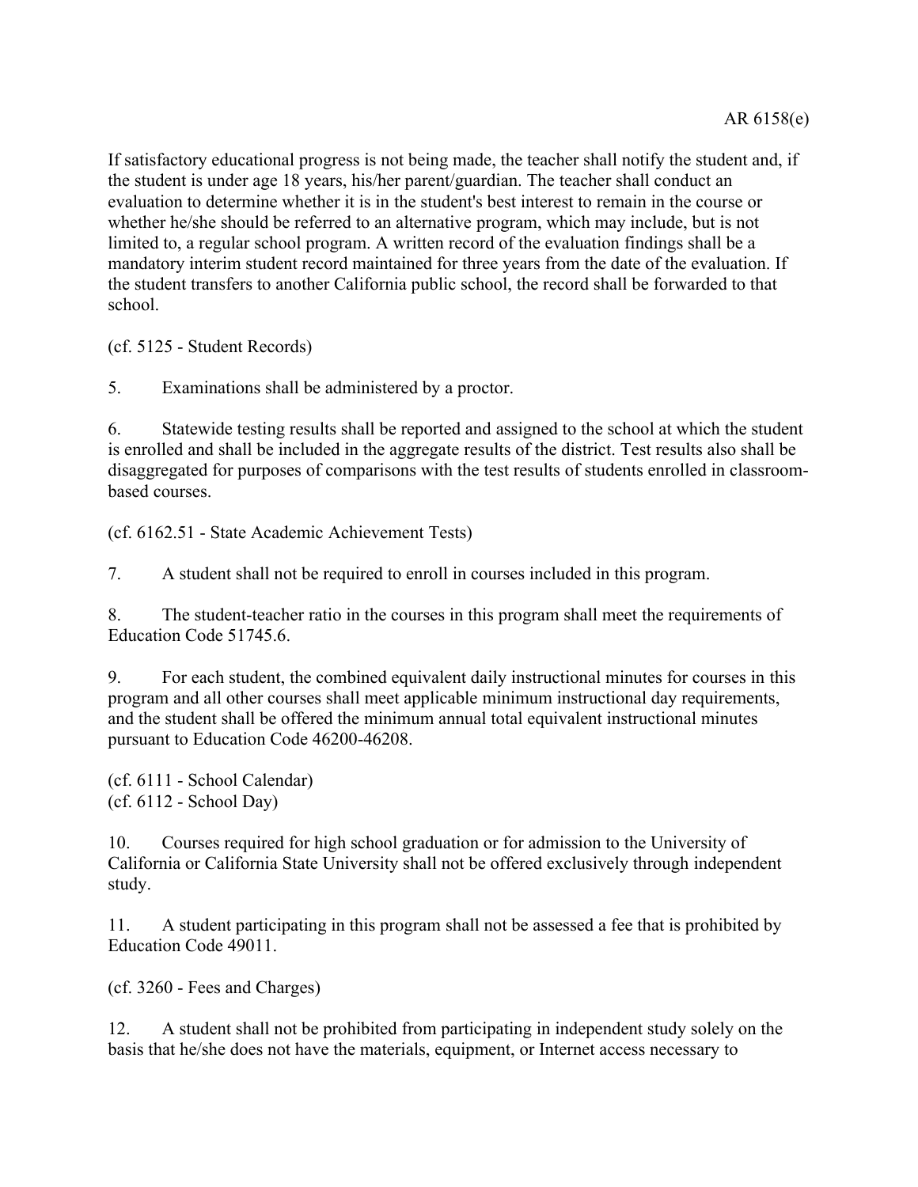If satisfactory educational progress is not being made, the teacher shall notify the student and, if the student is under age 18 years, his/her parent/guardian. The teacher shall conduct an evaluation to determine whether it is in the student's best interest to remain in the course or whether he/she should be referred to an alternative program, which may include, but is not limited to, a regular school program. A written record of the evaluation findings shall be a mandatory interim student record maintained for three years from the date of the evaluation. If the student transfers to another California public school, the record shall be forwarded to that school.

(cf. 5125 - Student Records)

5. Examinations shall be administered by a proctor.

6. Statewide testing results shall be reported and assigned to the school at which the student is enrolled and shall be included in the aggregate results of the district. Test results also shall be disaggregated for purposes of comparisons with the test results of students enrolled in classroom-based courses.

(cf. 6162.51 - State Academic Achievement Tests)

7. A student shall not be required to enroll in courses included in this program.

8. The student-teacher ratio in the courses in this program shall meet the requirements of Education Code 51745.6.

9. For each student, the combined equivalent daily instructional minutes for courses in this program and all other courses shall meet applicable minimum instructional day requirements, and the student shall be offered the minimum annual total equivalent instructional minutes pursuant to Education Code 46200-46208.

(cf. 6111 - School Calendar)
(cf. 6112 - School Day)

10. Courses required for high school graduation or for admission to the University of California or California State University shall not be offered exclusively through independent study.

11. A student participating in this program shall not be assessed a fee that is prohibited by Education Code 49011.

(cf. 3260 - Fees and Charges)

12. A student shall not be prohibited from participating in independent study solely on the basis that he/she does not have the materials, equipment, or Internet access necessary to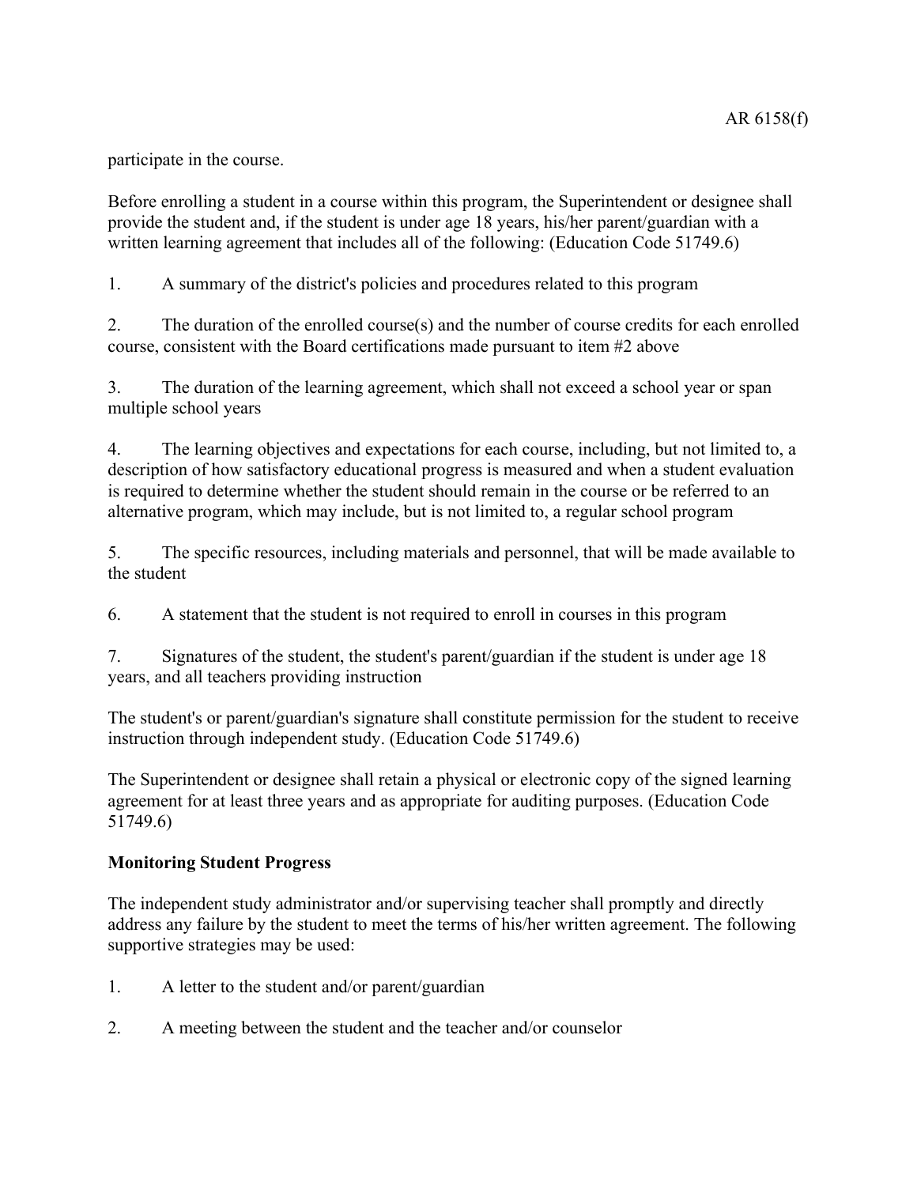participate in the course.

Before enrolling a student in a course within this program, the Superintendent or designee shall provide the student and, if the student is under age 18 years, his/her parent/guardian with a written learning agreement that includes all of the following: (Education Code 51749.6)

1. A summary of the district's policies and procedures related to this program

2. The duration of the enrolled course(s) and the number of course credits for each enrolled course, consistent with the Board certifications made pursuant to item #2 above

3. The duration of the learning agreement, which shall not exceed a school year or span multiple school years

4. The learning objectives and expectations for each course, including, but not limited to, a description of how satisfactory educational progress is measured and when a student evaluation is required to determine whether the student should remain in the course or be referred to an alternative program, which may include, but is not limited to, a regular school program

5. The specific resources, including materials and personnel, that will be made available to the student

6. A statement that the student is not required to enroll in courses in this program

7. Signatures of the student, the student's parent/guardian if the student is under age 18 years, and all teachers providing instruction

The student's or parent/guardian's signature shall constitute permission for the student to receive instruction through independent study. (Education Code 51749.6)

The Superintendent or designee shall retain a physical or electronic copy of the signed learning agreement for at least three years and as appropriate for auditing purposes. (Education Code 51749.6)

**Monitoring Student Progress**

The independent study administrator and/or supervising teacher shall promptly and directly address any failure by the student to meet the terms of his/her written agreement. The following supportive strategies may be used:

1. A letter to the student and/or parent/guardian

2. A meeting between the student and the teacher and/or counselor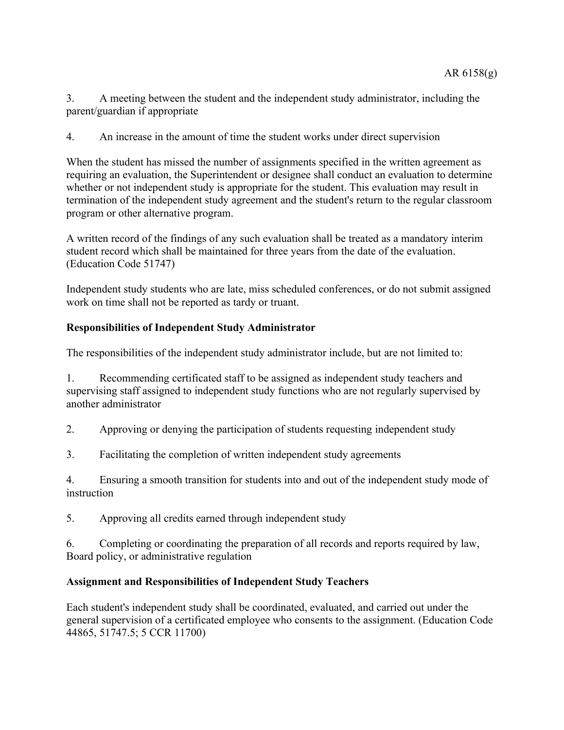3. A meeting between the student and the independent study administrator, including the parent/guardian if appropriate

4. An increase in the amount of time the student works under direct supervision

When the student has missed the number of assignments specified in the written agreement as requiring an evaluation, the Superintendent or designee shall conduct an evaluation to determine whether or not independent study is appropriate for the student. This evaluation may result in termination of the independent study agreement and the student's return to the regular classroom program or other alternative program.

A written record of the findings of any such evaluation shall be treated as a mandatory interim student record which shall be maintained for three years from the date of the evaluation. (Education Code 51747)

Independent study students who are late, miss scheduled conferences, or do not submit assigned work on time shall not be reported as tardy or truant.

**Responsibilities of Independent Study Administrator**

The responsibilities of the independent study administrator include, but are not limited to:

1. Recommending certificated staff to be assigned as independent study teachers and supervising staff assigned to independent study functions who are not regularly supervised by another administrator

2. Approving or denying the participation of students requesting independent study

3. Facilitating the completion of written independent study agreements

4. Ensuring a smooth transition for students into and out of the independent study mode of instruction

5. Approving all credits earned through independent study

6. Completing or coordinating the preparation of all records and reports required by law, Board policy, or administrative regulation

**Assignment and Responsibilities of Independent Study Teachers**

Each student's independent study shall be coordinated, evaluated, and carried out under the general supervision of a certificated employee who consents to the assignment. (Education Code 44865, 51747.5; 5 CCR 11700)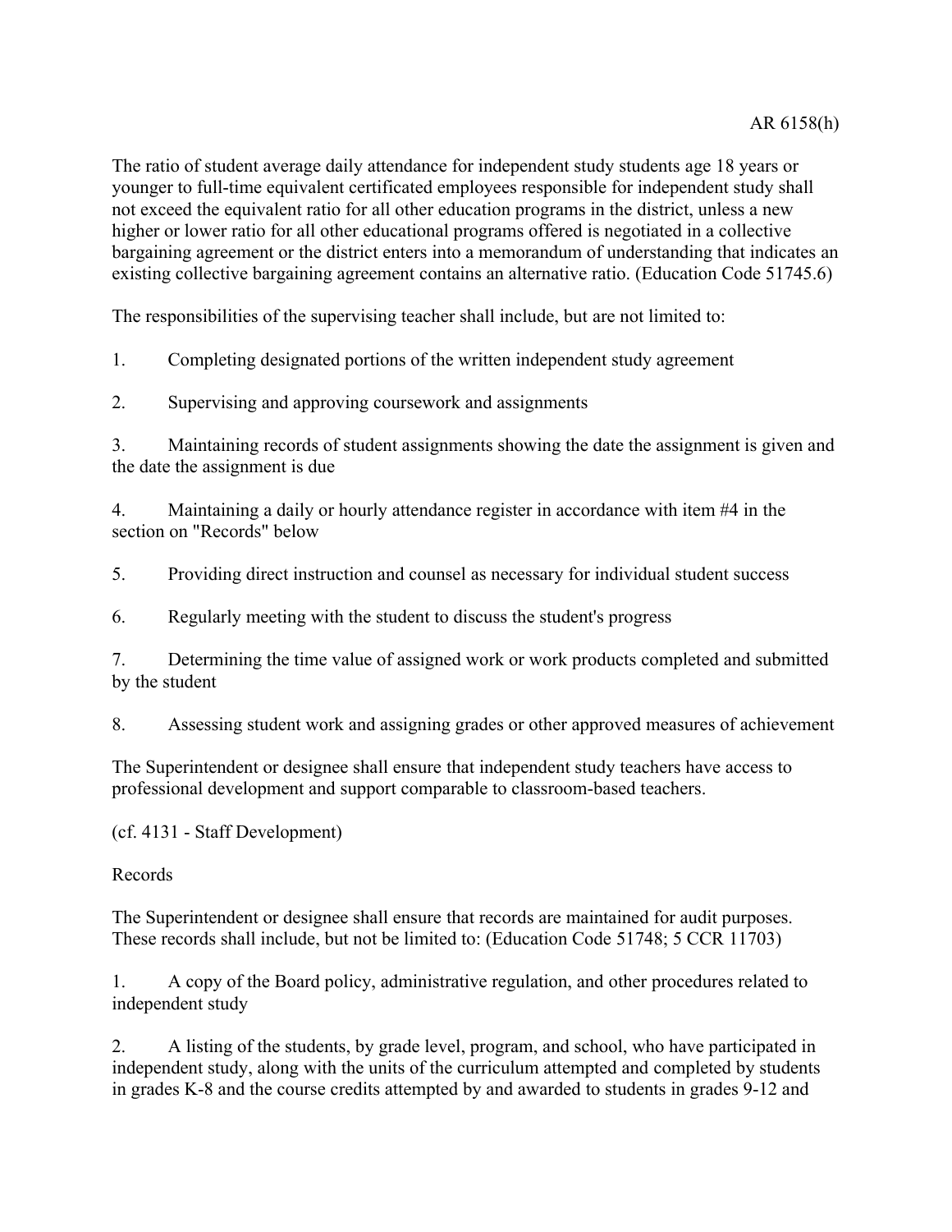The ratio of student average daily attendance for independent study students age 18 years or younger to full-time equivalent certificated employees responsible for independent study shall not exceed the equivalent ratio for all other education programs in the district, unless a new higher or lower ratio for all other educational programs offered is negotiated in a collective bargaining agreement or the district enters into a memorandum of understanding that indicates an existing collective bargaining agreement contains an alternative ratio. (Education Code 51745.6)

The responsibilities of the supervising teacher shall include, but are not limited to:

1. Completing designated portions of the written independent study agreement

2. Supervising and approving coursework and assignments

3. Maintaining records of student assignments showing the date the assignment is given and the date the assignment is due

4. Maintaining a daily or hourly attendance register in accordance with item #4 in the section on "Records" below

5. Providing direct instruction and counsel as necessary for individual student success

6. Regularly meeting with the student to discuss the student's progress

7. Determining the time value of assigned work or work products completed and submitted by the student

8. Assessing student work and assigning grades or other approved measures of achievement

The Superintendent or designee shall ensure that independent study teachers have access to professional development and support comparable to classroom-based teachers.

(cf. 4131 - Staff Development)

Records

The Superintendent or designee shall ensure that records are maintained for audit purposes. These records shall include, but not be limited to: (Education Code 51748; 5 CCR 11703)

1. A copy of the Board policy, administrative regulation, and other procedures related to independent study

2. A listing of the students, by grade level, program, and school, who have participated in independent study, along with the units of the curriculum attempted and completed by students in grades K-8 and the course credits attempted by and awarded to students in grades 9-12 and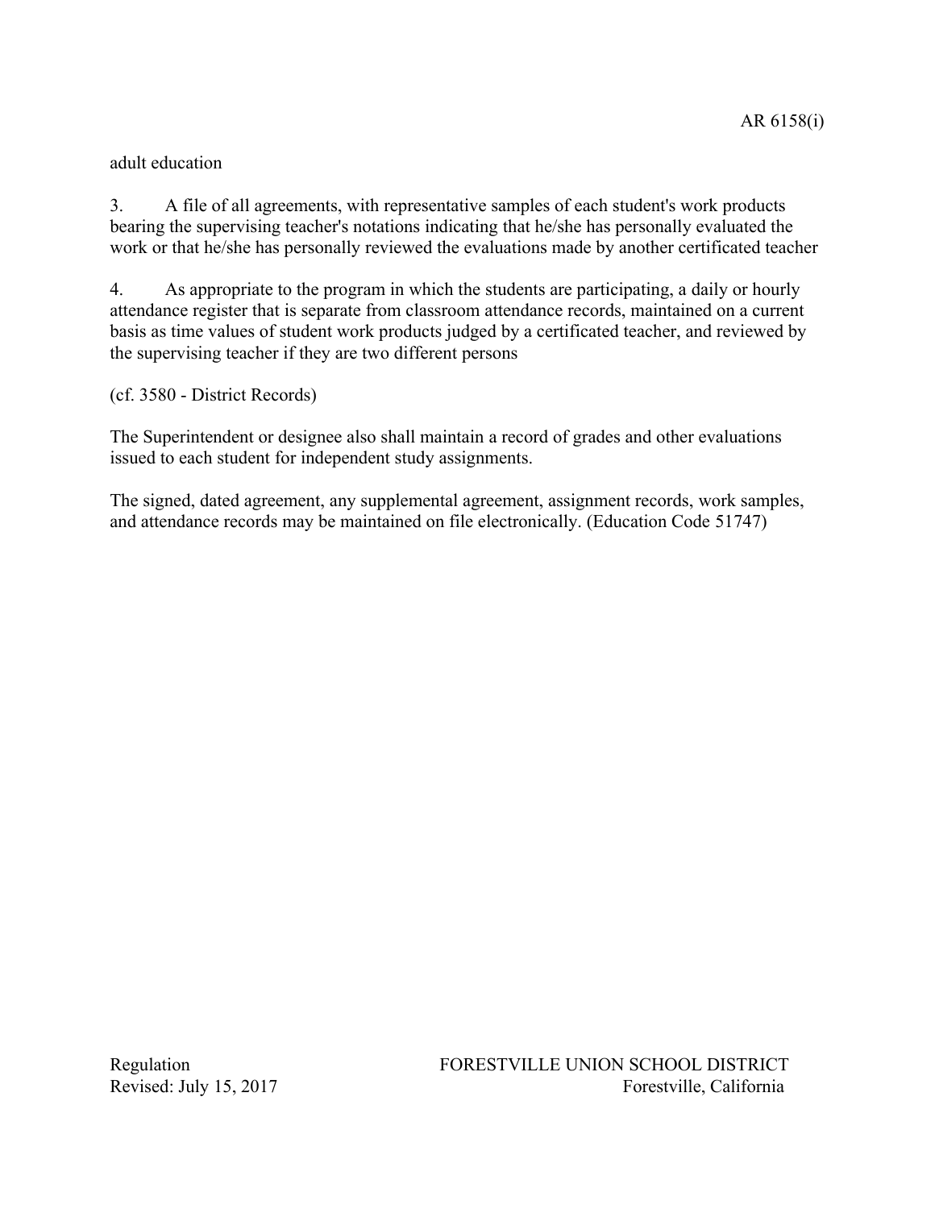adult education

3. A file of all agreements, with representative samples of each student's work products bearing the supervising teacher's notations indicating that he/she has personally evaluated the work or that he/she has personally reviewed the evaluations made by another certificated teacher

4. As appropriate to the program in which the students are participating, a daily or hourly attendance register that is separate from classroom attendance records, maintained on a current basis as time values of student work products judged by a certificated teacher, and reviewed by the supervising teacher if they are two different persons

(cf. 3580 - District Records)

The Superintendent or designee also shall maintain a record of grades and other evaluations issued to each student for independent study assignments.

The signed, dated agreement, any supplemental agreement, assignment records, work samples, and attendance records may be maintained on file electronically. (Education Code 51747)

Regulation
Revised: July 15, 2017

FORESTVILLE UNION SCHOOL DISTRICT
Forestville, California